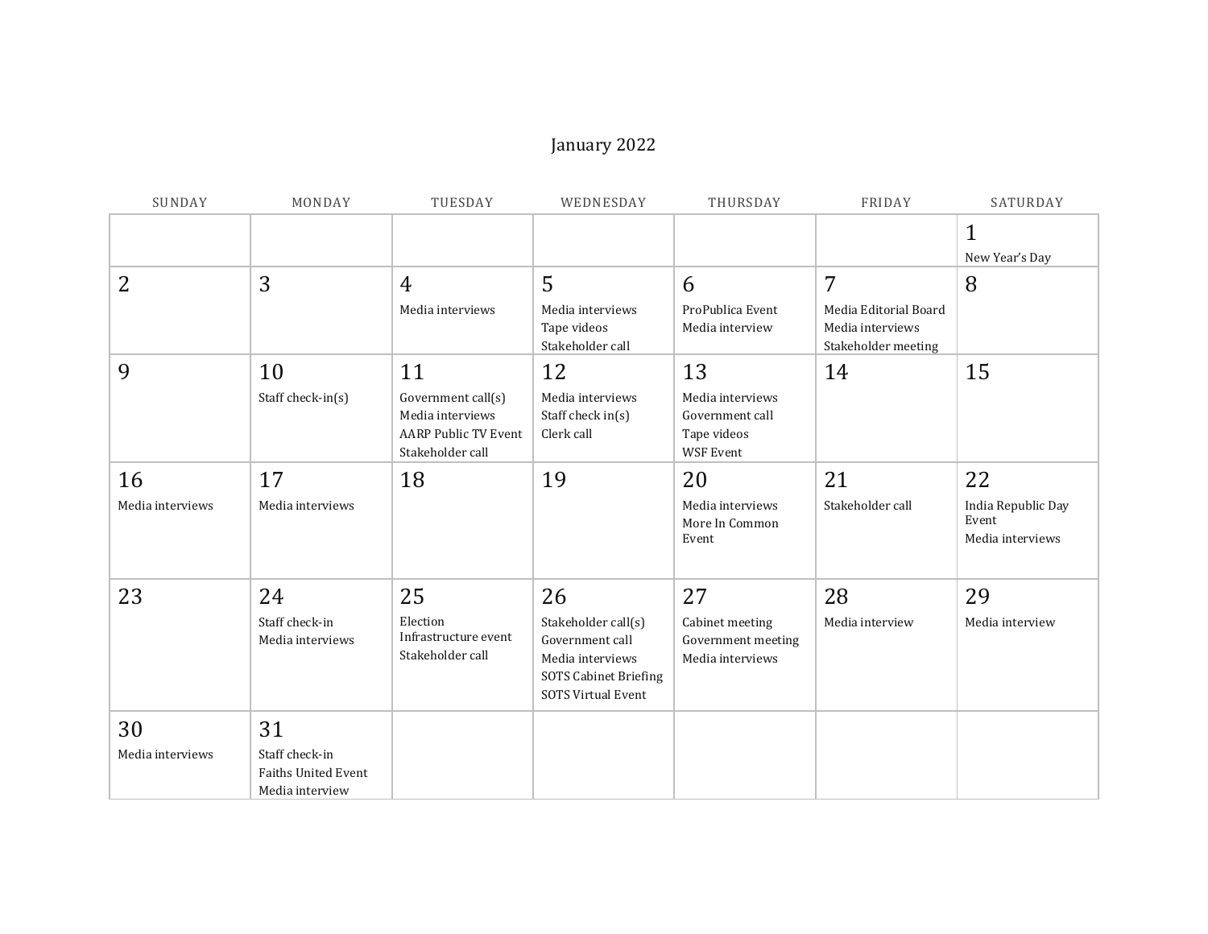# January 2022

| SUNDAY | MONDAY | TUESDAY | WEDNESDAY | THURSDAY | FRIDAY | SATURDAY |
|---|---|---|---|---|---|---|
| | | | | | | 1<br>New Year's Day |
| 2 | 3 | 4<br>Media interviews | 5<br>Media interviews<br>Tape videos<br>Stakeholder call | 6<br>ProPublica Event<br>Media interview | 7<br>Media Editorial Board<br>Media interviews<br>Stakeholder meeting | 8 |
| 9 | 10<br>Staff check-in(s) | 11<br>Government call(s)<br>Media interviews<br>AARP Public TV Event<br>Stakeholder call | 12<br>Media interviews<br>Staff check in(s)<br>Clerk call | 13<br>Media interviews<br>Government call<br>Tape videos<br>WSF Event | 14 | 15 |
| 16<br>Media interviews | 17<br>Media interviews | 18 | 19 | 20<br>Media interviews<br>More In Common Event | 21<br>Stakeholder call | 22<br>India Republic Day Event<br>Media interviews |
| 23 | 24<br>Staff check-in<br>Media interviews | 25<br>Election Infrastructure event<br>Stakeholder call | 26<br>Stakeholder call(s)<br>Government call<br>Media interviews<br>SOTS Cabinet Briefing<br>SOTS Virtual Event | 27<br>Cabinet meeting<br>Government meeting<br>Media interviews | 28<br>Media interview | 29<br>Media interview |
| 30<br>Media interviews | 31<br>Staff check-in<br>Faiths United Event<br>Media interview | | | | | |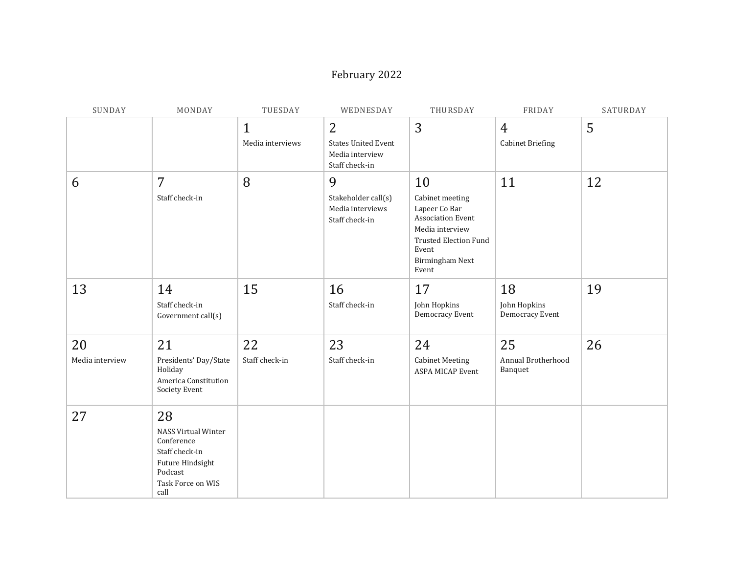# February 2022

| SUNDAY | MONDAY | TUESDAY | WEDNESDAY | THURSDAY | FRIDAY | SATURDAY |
|---|---|---|---|---|---|---|
| | | 1<br>Media interviews | 2<br>States United Event<br>Media interview<br>Staff check-in | 3 | 4<br>Cabinet Briefing | 5 |
| 6 | 7<br>Staff check-in | 8 | 9<br>Stakeholder call(s)<br>Media interviews<br>Staff check-in | 10<br>Cabinet meeting<br>Lapeer Co Bar Association Event<br>Media interview<br>Trusted Election Fund Event<br>Birmingham Next Event | 11 | 12 |
| 13 | 14<br>Staff check-in<br>Government call(s) | 15 | 16<br>Staff check-in | 17<br>John Hopkins Democracy Event | 18<br>John Hopkins Democracy Event | 19 |
| 20<br>Media interview | 21<br>Presidents' Day/State Holiday<br>America Constitution Society Event | 22<br>Staff check-in | 23<br>Staff check-in | 24<br>Cabinet Meeting<br>ASPA MICAP Event | 25<br>Annual Brotherhood Banquet | 26 |
| 27 | 28<br>NASS Virtual Winter Conference<br>Staff check-in<br>Future Hindsight Podcast<br>Task Force on WIS call | | | | | |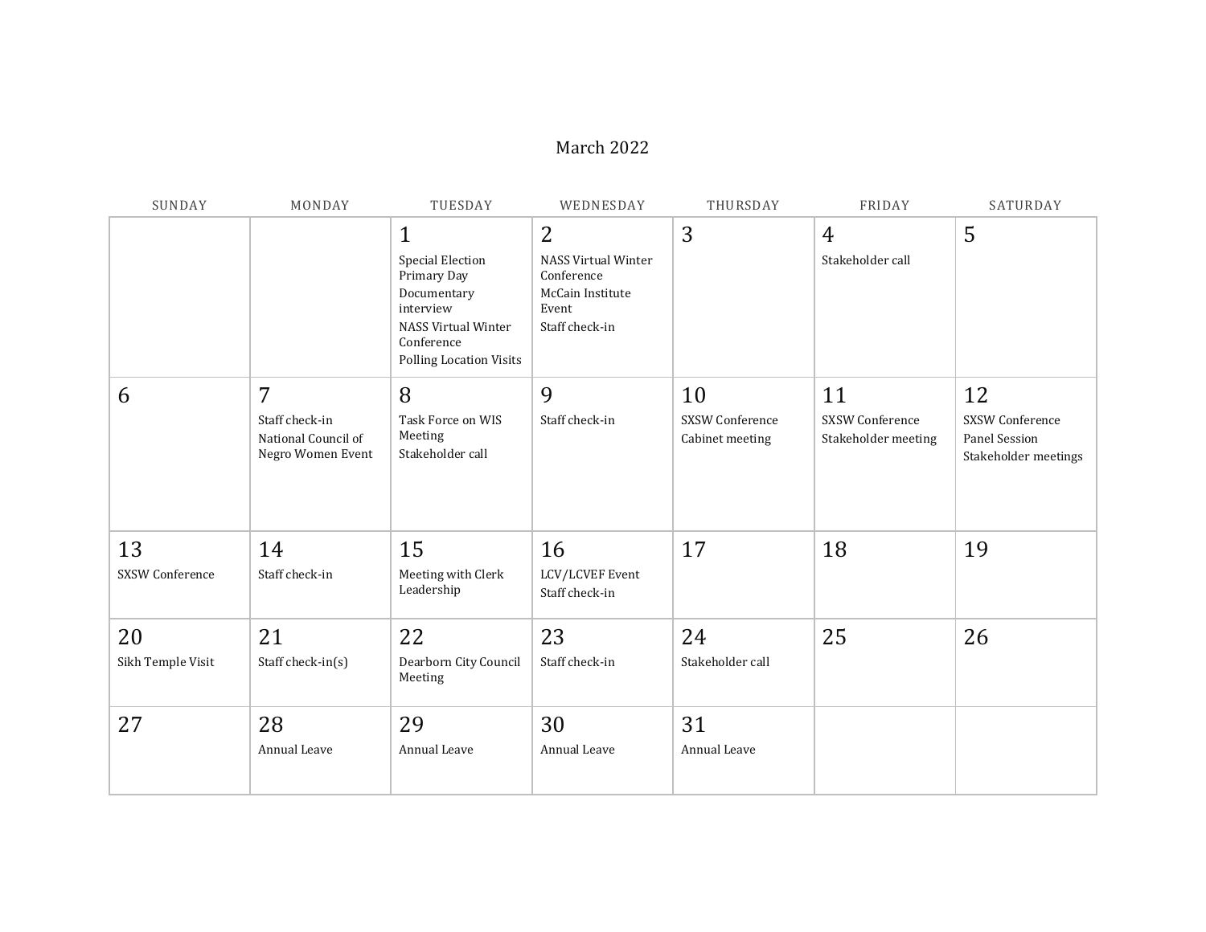March 2022

| SUNDAY | MONDAY | TUESDAY | WEDNESDAY | THURSDAY | FRIDAY | SATURDAY |
|---|---|---|---|---|---|---|
| | | 1<br>Special Election Primary Day<br>Documentary interview<br>NASS Virtual Winter Conference<br>Polling Location Visits | 2<br>NASS Virtual Winter Conference<br>McCain Institute Event<br>Staff check-in | 3 | 4<br>Stakeholder call | 5 |
| 6 | 7<br>Staff check-in<br>National Council of Negro Women Event | 8<br>Task Force on WIS Meeting<br>Stakeholder call | 9<br>Staff check-in | 10<br>SXSW Conference<br>Cabinet meeting | 11<br>SXSW Conference<br>Stakeholder meeting | 12<br>SXSW Conference<br>Panel Session<br>Stakeholder meetings |
| 13<br>SXSW Conference | 14<br>Staff check-in | 15<br>Meeting with Clerk Leadership | 16<br>LCV/LCVEF Event<br>Staff check-in | 17 | 18 | 19 |
| 20<br>Sikh Temple Visit | 21<br>Staff check-in(s) | 22<br>Dearborn City Council Meeting | 23<br>Staff check-in | 24<br>Stakeholder call | 25 | 26 |
| 27 | 28<br>Annual Leave | 29<br>Annual Leave | 30<br>Annual Leave | 31<br>Annual Leave | | |